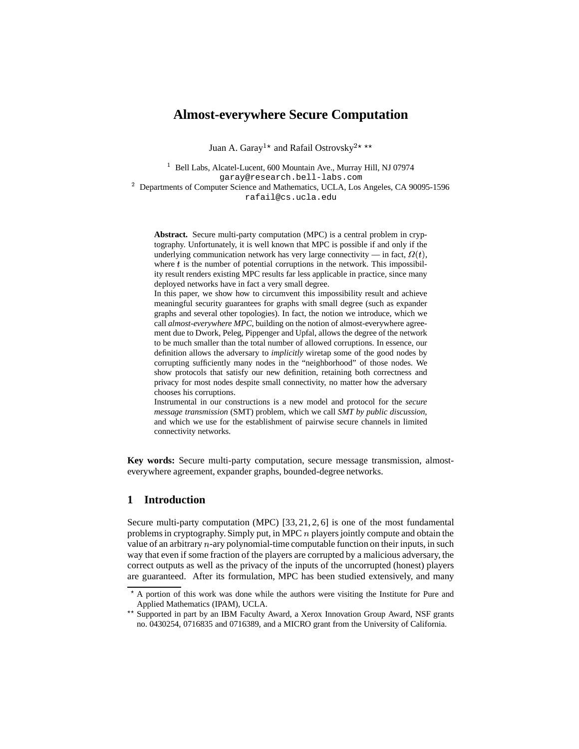# Almost-everywhere Secure Computation

Juan A. Garay[1]⋆ and Rafail Ostrovsky[2]⋆ ⋆⋆

[1] Bell Labs, Alcatel-Lucent, 600 Mountain Ave., Murray Hill, NJ 07974
garay@research.bell-labs.com

[2] Departments of Computer Science and Mathematics, UCLA, Los Angeles, CA 90095-1596
rafail@cs.ucla.edu

**Abstract.** Secure multi-party computation (MPC) is a central problem in cryptography. Unfortunately, it is well known that MPC is possible if and only if the underlying communication network has very large connectivity — in fact, $\Omega(t)$, where $t$ is the number of potential corruptions in the network. This impossibility result renders existing MPC results far less applicable in practice, since many deployed networks have in fact a very small degree.

In this paper, we show how to circumvent this impossibility result and achieve meaningful security guarantees for graphs with small degree (such as expander graphs and several other topologies). In fact, the notion we introduce, which we call *almost-everywhere MPC*, building on the notion of almost-everywhere agreement due to Dwork, Peleg, Pippenger and Upfal, allows the degree of the network to be much smaller than the total number of allowed corruptions. In essence, our definition allows the adversary to *implicitly* wiretap some of the good nodes by corrupting sufficiently many nodes in the "neighborhood" of those nodes. We show protocols that satisfy our new definition, retaining both correctness and privacy for most nodes despite small connectivity, no matter how the adversary chooses his corruptions.

Instrumental in our constructions is a new model and protocol for the *secure message transmission* (SMT) problem, which we call *SMT by public discussion*, and which we use for the establishment of pairwise secure channels in limited connectivity networks.

**Key words:** Secure multi-party computation, secure message transmission, almost-everywhere agreement, expander graphs, bounded-degree networks.

## 1 Introduction

Secure multi-party computation (MPC) [33, 21, 2, 6] is one of the most fundamental problems in cryptography. Simply put, in MPC $n$ players jointly compute and obtain the value of an arbitrary $n$-ary polynomial-time computable function on their inputs, in such way that even if some fraction of the players are corrupted by a malicious adversary, the correct outputs as well as the privacy of the inputs of the uncorrupted (honest) players are guaranteed. After its formulation, MPC has been studied extensively, and many

⋆ A portion of this work was done while the authors were visiting the Institute for Pure and Applied Mathematics (IPAM), UCLA.

⋆⋆ Supported in part by an IBM Faculty Award, a Xerox Innovation Group Award, NSF grants no. 0430254, 0716835 and 0716389, and a MICRO grant from the University of California.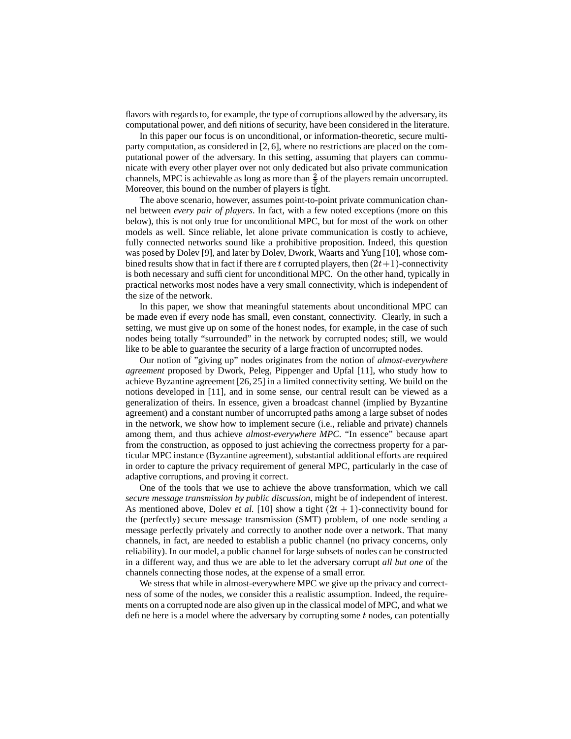flavors with regards to, for example, the type of corruptions allowed by the adversary, its computational power, and definitions of security, have been considered in the literature.

In this paper our focus is on unconditional, or information-theoretic, secure multi-party computation, as considered in [2, 6], where no restrictions are placed on the computational power of the adversary. In this setting, assuming that players can communicate with every other player over not only dedicated but also private communication channels, MPC is achievable as long as more than $\frac{2}{3}$ of the players remain uncorrupted. Moreover, this bound on the number of players is tight.

The above scenario, however, assumes point-to-point private communication channel between *every pair of players*. In fact, with a few noted exceptions (more on this below), this is not only true for unconditional MPC, but for most of the work on other models as well. Since reliable, let alone private communication is costly to achieve, fully connected networks sound like a prohibitive proposition. Indeed, this question was posed by Dolev [9], and later by Dolev, Dwork, Waarts and Yung [10], whose combined results show that in fact if there are $t$ corrupted players, then $(2t+1)$-connectivity is both necessary and sufficient for unconditional MPC. On the other hand, typically in practical networks most nodes have a very small connectivity, which is independent of the size of the network.

In this paper, we show that meaningful statements about unconditional MPC can be made even if every node has small, even constant, connectivity. Clearly, in such a setting, we must give up on some of the honest nodes, for example, in the case of such nodes being totally "surrounded" in the network by corrupted nodes; still, we would like to be able to guarantee the security of a large fraction of uncorrupted nodes.

Our notion of "giving up" nodes originates from the notion of *almost-everywhere agreement* proposed by Dwork, Peleg, Pippenger and Upfal [11], who study how to achieve Byzantine agreement [26, 25] in a limited connectivity setting. We build on the notions developed in [11], and in some sense, our central result can be viewed as a generalization of theirs. In essence, given a broadcast channel (implied by Byzantine agreement) and a constant number of uncorrupted paths among a large subset of nodes in the network, we show how to implement secure (i.e., reliable and private) channels among them, and thus achieve *almost-everywhere MPC*. "In essence" because apart from the construction, as opposed to just achieving the correctness property for a particular MPC instance (Byzantine agreement), substantial additional efforts are required in order to capture the privacy requirement of general MPC, particularly in the case of adaptive corruptions, and proving it correct.

One of the tools that we use to achieve the above transformation, which we call *secure message transmission by public discussion*, might be of independent of interest. As mentioned above, Dolev *et al.* [10] show a tight $(2t+1)$-connectivity bound for the (perfectly) secure message transmission (SMT) problem, of one node sending a message perfectly privately and correctly to another node over a network. That many channels, in fact, are needed to establish a public channel (no privacy concerns, only reliability). In our model, a public channel for large subsets of nodes can be constructed in a different way, and thus we are able to let the adversary corrupt *all but one* of the channels connecting those nodes, at the expense of a small error.

We stress that while in almost-everywhere MPC we give up the privacy and correctness of some of the nodes, we consider this a realistic assumption. Indeed, the requirements on a corrupted node are also given up in the classical model of MPC, and what we define here is a model where the adversary by corrupting some $t$ nodes, can potentially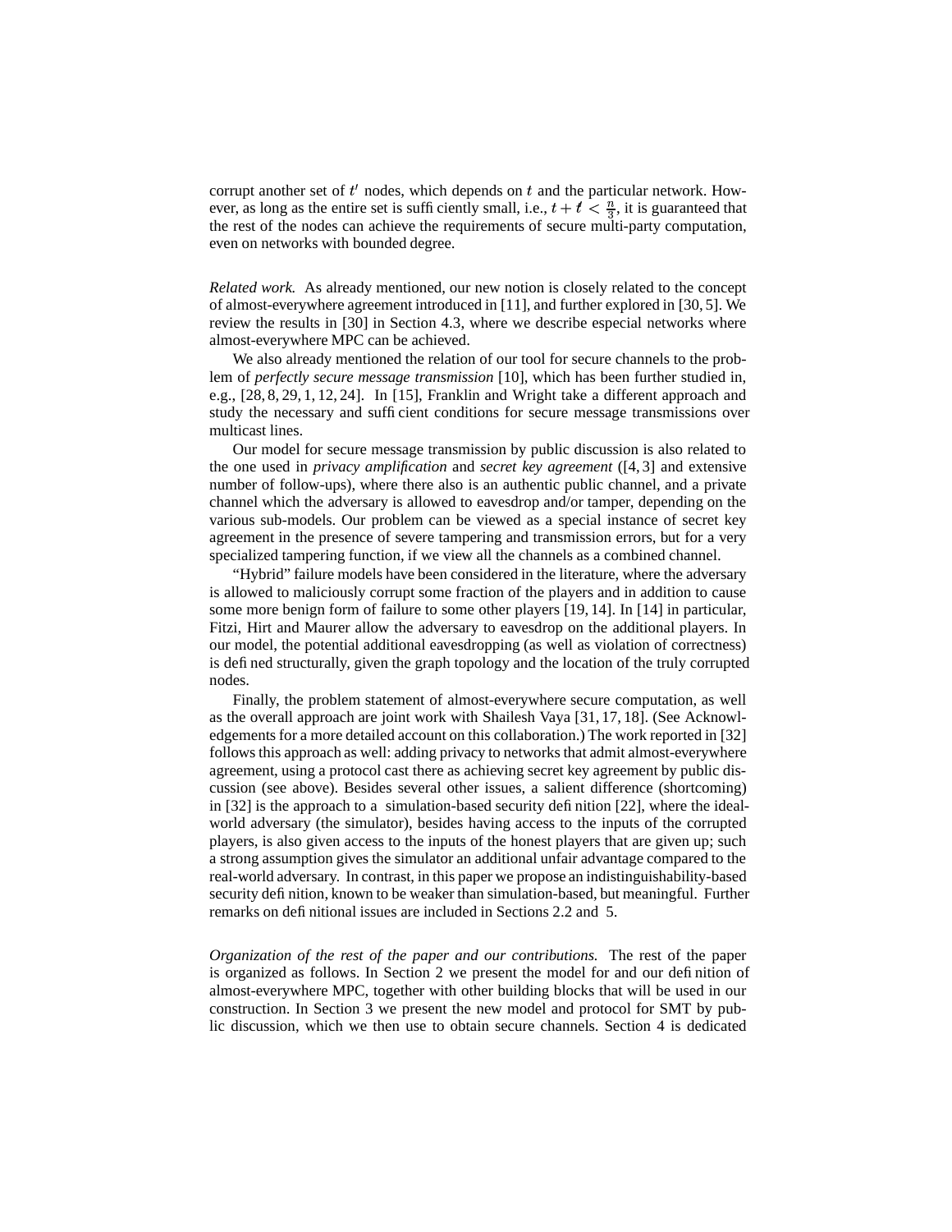corrupt another set of $t'$ nodes, which depends on $t$ and the particular network. However, as long as the entire set is sufficiently small, i.e., $t + t' < \frac{n}{3}$, it is guaranteed that the rest of the nodes can achieve the requirements of secure multi-party computation, even on networks with bounded degree.

*Related work.* As already mentioned, our new notion is closely related to the concept of almost-everywhere agreement introduced in [11], and further explored in [30, 5]. We review the results in [30] in Section 4.3, where we describe especial networks where almost-everywhere MPC can be achieved.

We also already mentioned the relation of our tool for secure channels to the problem of *perfectly secure message transmission* [10], which has been further studied in, e.g., [28, 8, 29, 1, 12, 24]. In [15], Franklin and Wright take a different approach and study the necessary and sufficient conditions for secure message transmissions over multicast lines.

Our model for secure message transmission by public discussion is also related to the one used in *privacy amplification* and *secret key agreement* ([4, 3] and extensive number of follow-ups), where there also is an authentic public channel, and a private channel which the adversary is allowed to eavesdrop and/or tamper, depending on the various sub-models. Our problem can be viewed as a special instance of secret key agreement in the presence of severe tampering and transmission errors, but for a very specialized tampering function, if we view all the channels as a combined channel.

"Hybrid" failure models have been considered in the literature, where the adversary is allowed to maliciously corrupt some fraction of the players and in addition to cause some more benign form of failure to some other players [19, 14]. In [14] in particular, Fitzi, Hirt and Maurer allow the adversary to eavesdrop on the additional players. In our model, the potential additional eavesdropping (as well as violation of correctness) is defined structurally, given the graph topology and the location of the truly corrupted nodes.

Finally, the problem statement of almost-everywhere secure computation, as well as the overall approach are joint work with Shailesh Vaya [31, 17, 18]. (See Acknowledgements for a more detailed account on this collaboration.) The work reported in [32] follows this approach as well: adding privacy to networks that admit almost-everywhere agreement, using a protocol cast there as achieving secret key agreement by public discussion (see above). Besides several other issues, a salient difference (shortcoming) in [32] is the approach to a simulation-based security definition [22], where the ideal-world adversary (the simulator), besides having access to the inputs of the corrupted players, is also given access to the inputs of the honest players that are given up; such a strong assumption gives the simulator an additional unfair advantage compared to the real-world adversary. In contrast, in this paper we propose an indistinguishability-based security definition, known to be weaker than simulation-based, but meaningful. Further remarks on definitional issues are included in Sections 2.2 and 5.

*Organization of the rest of the paper and our contributions.* The rest of the paper is organized as follows. In Section 2 we present the model for and our definition of almost-everywhere MPC, together with other building blocks that will be used in our construction. In Section 3 we present the new model and protocol for SMT by public discussion, which we then use to obtain secure channels. Section 4 is dedicated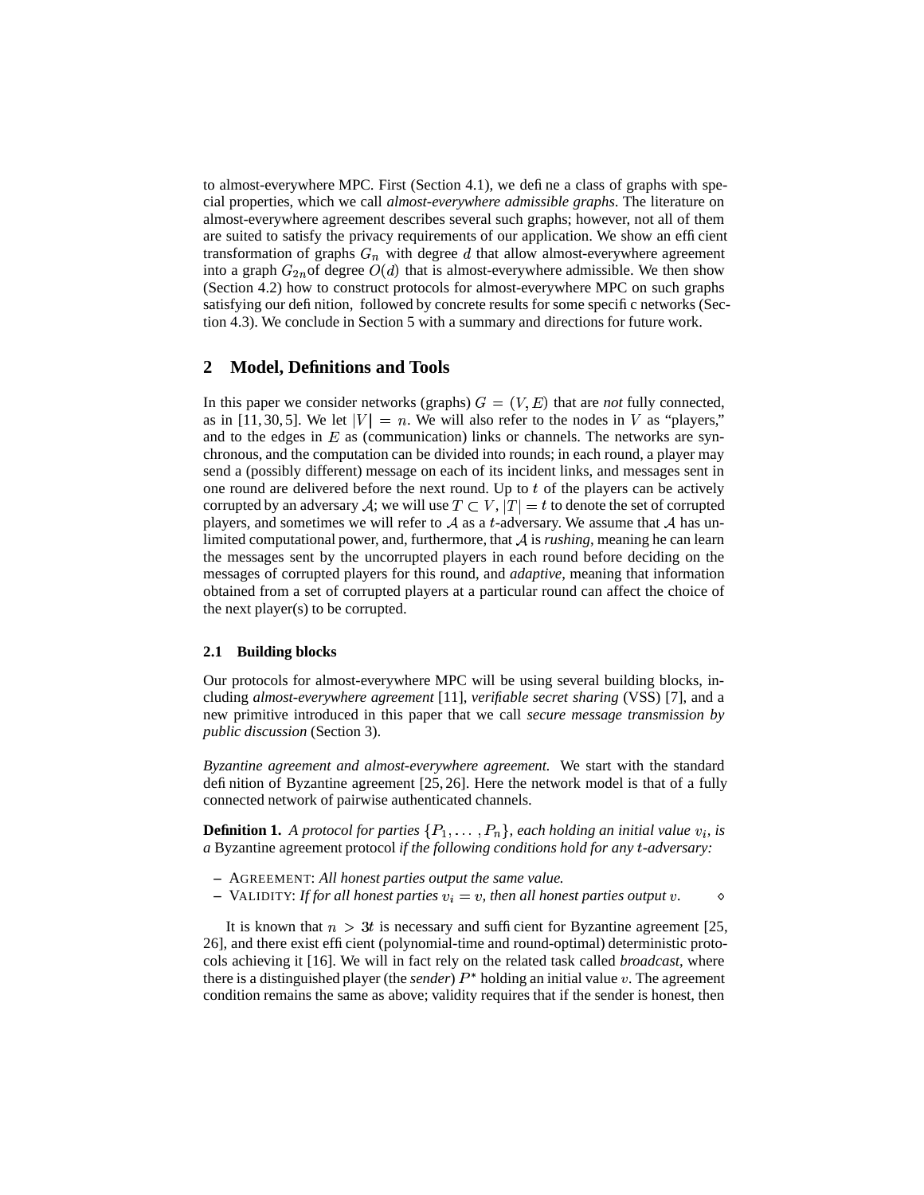to almost-everywhere MPC. First (Section 4.1), we define a class of graphs with special properties, which we call *almost-everywhere admissible graphs*. The literature on almost-everywhere agreement describes several such graphs; however, not all of them are suited to satisfy the privacy requirements of our application. We show an efficient transformation of graphs $G_n$ with degree $d$ that allow almost-everywhere agreement into a graph $G_{2n}$of degree $O(d)$ that is almost-everywhere admissible. We then show (Section 4.2) how to construct protocols for almost-everywhere MPC on such graphs satisfying our definition, followed by concrete results for some specific networks (Section 4.3). We conclude in Section 5 with a summary and directions for future work.

## 2 Model, Definitions and Tools

In this paper we consider networks (graphs) $G = (V, E)$ that are *not* fully connected, as in [11, 30, 5]. We let $|V| = n$. We will also refer to the nodes in $V$ as "players," and to the edges in $E$ as (communication) links or channels. The networks are synchronous, and the computation can be divided into rounds; in each round, a player may send a (possibly different) message on each of its incident links, and messages sent in one round are delivered before the next round. Up to $t$ of the players can be actively corrupted by an adversary $\mathcal{A}$; we will use $T \subset V$, $|T| = t$ to denote the set of corrupted players, and sometimes we will refer to $\mathcal{A}$ as a $t$-adversary. We assume that $\mathcal{A}$ has unlimited computational power, and, furthermore, that $\mathcal{A}$ is *rushing*, meaning he can learn the messages sent by the uncorrupted players in each round before deciding on the messages of corrupted players for this round, and *adaptive*, meaning that information obtained from a set of corrupted players at a particular round can affect the choice of the next player(s) to be corrupted.

### 2.1 Building blocks

Our protocols for almost-everywhere MPC will be using several building blocks, including *almost-everywhere agreement* [11], *verifiable secret sharing* (VSS) [7], and a new primitive introduced in this paper that we call *secure message transmission by public discussion* (Section 3).

*Byzantine agreement and almost-everywhere agreement.* We start with the standard definition of Byzantine agreement [25, 26]. Here the network model is that of a fully connected network of pairwise authenticated channels.

**Definition 1.** *A protocol for parties $\{P_1, \ldots, P_n\}$, each holding an initial value $v_i$, is a* Byzantine agreement protocol *if the following conditions hold for any $t$-adversary:*

- AGREEMENT: *All honest parties output the same value.*
- VALIDITY: *If for all honest parties $v_i = v$, then all honest parties output $v$.* $\diamond$

It is known that $n > 3t$ is necessary and sufficient for Byzantine agreement [25, 26], and there exist efficient (polynomial-time and round-optimal) deterministic protocols achieving it [16]. We will in fact rely on the related task called *broadcast*, where there is a distinguished player (the *sender*) $P^*$ holding an initial value $v$. The agreement condition remains the same as above; validity requires that if the sender is honest, then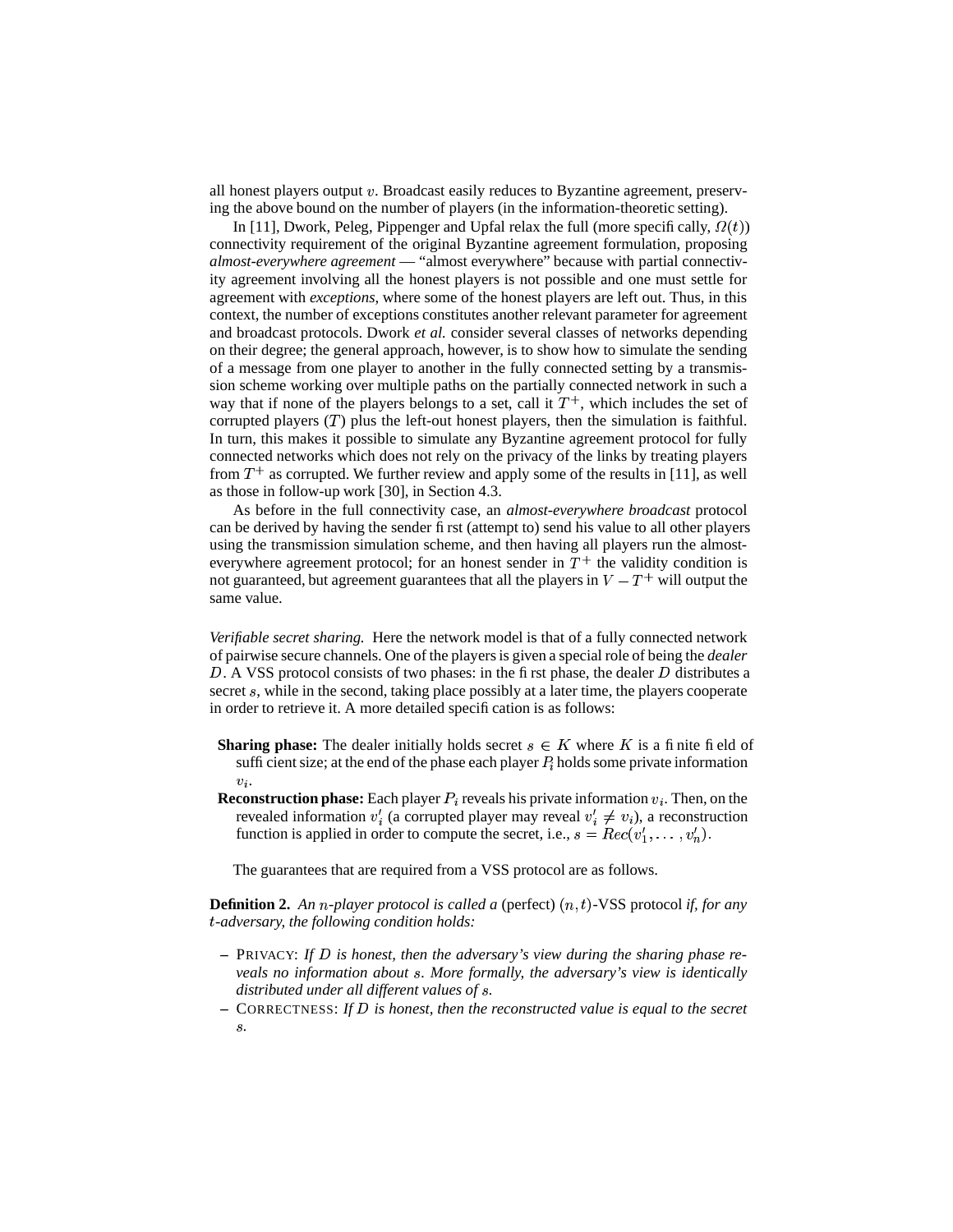all honest players output $v$. Broadcast easily reduces to Byzantine agreement, preserving the above bound on the number of players (in the information-theoretic setting).

In [11], Dwork, Peleg, Pippenger and Upfal relax the full (more specifically, $\Omega(t)$) connectivity requirement of the original Byzantine agreement formulation, proposing *almost-everywhere agreement* — "almost everywhere" because with partial connectivity agreement involving all the honest players is not possible and one must settle for agreement with *exceptions*, where some of the honest players are left out. Thus, in this context, the number of exceptions constitutes another relevant parameter for agreement and broadcast protocols. Dwork *et al.* consider several classes of networks depending on their degree; the general approach, however, is to show how to simulate the sending of a message from one player to another in the fully connected setting by a transmission scheme working over multiple paths on the partially connected network in such a way that if none of the players belongs to a set, call it $T^+$, which includes the set of corrupted players ($T$) plus the left-out honest players, then the simulation is faithful. In turn, this makes it possible to simulate any Byzantine agreement protocol for fully connected networks which does not rely on the privacy of the links by treating players from $T^+$ as corrupted. We further review and apply some of the results in [11], as well as those in follow-up work [30], in Section 4.3.

As before in the full connectivity case, an *almost-everywhere broadcast* protocol can be derived by having the sender first (attempt to) send his value to all other players using the transmission simulation scheme, and then having all players run the almost-everywhere agreement protocol; for an honest sender in $T^+$ the validity condition is not guaranteed, but agreement guarantees that all the players in $V - T^+$ will output the same value.

*Verifiable secret sharing.* Here the network model is that of a fully connected network of pairwise secure channels. One of the players is given a special role of being the *dealer* $D$. A VSS protocol consists of two phases: in the first phase, the dealer $D$ distributes a secret $s$, while in the second, taking place possibly at a later time, the players cooperate in order to retrieve it. A more detailed specification is as follows:

**Sharing phase:** The dealer initially holds secret $s \in K$ where $K$ is a finite field of sufficient size; at the end of the phase each player $P_i$ holds some private information $v_i$.

**Reconstruction phase:** Each player $P_i$ reveals his private information $v_i$. Then, on the revealed information $v'_i$ (a corrupted player may reveal $v'_i \neq v_i$), a reconstruction function is applied in order to compute the secret, i.e., $s = Rec(v'_1, \ldots, v'_n)$.

The guarantees that are required from a VSS protocol are as follows.

**Definition 2.** *An $n$-player protocol is called a* (perfect) $(n, t)$-VSS protocol *if, for any $t$-adversary, the following condition holds:*

- PRIVACY: *If $D$ is honest, then the adversary's view during the sharing phase reveals no information about $s$. More formally, the adversary's view is identically distributed under all different values of $s$.*
- CORRECTNESS: *If $D$ is honest, then the reconstructed value is equal to the secret $s$.*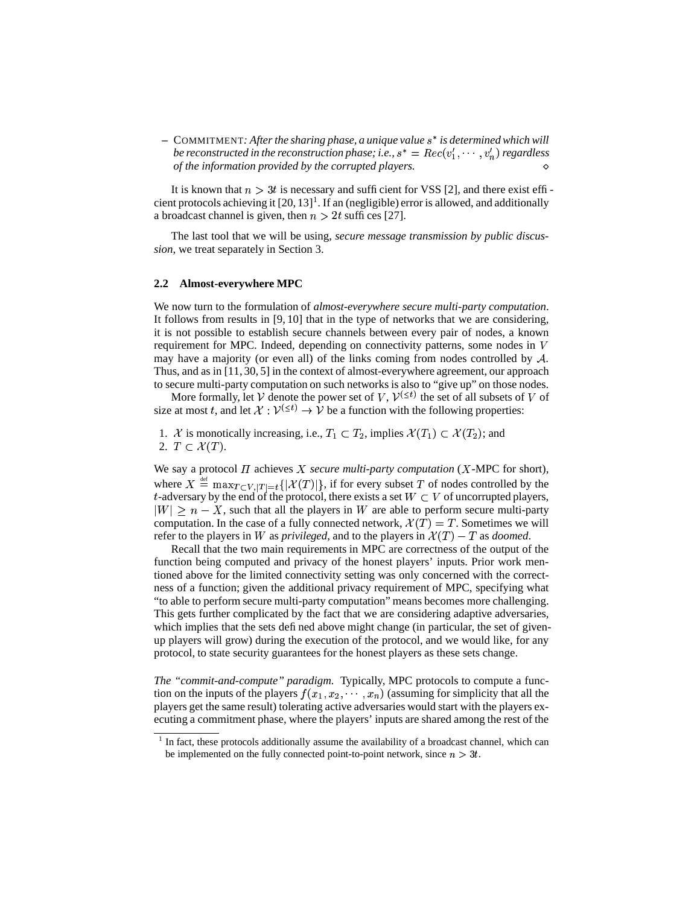– COMMITMENT*: After the sharing phase, a unique value* $s^*$ *is determined which will be reconstructed in the reconstruction phase; i.e.,* $s^* = Rec(v_1', \cdots, v_n')$ *regardless of the information provided by the corrupted players.* $\diamond$

It is known that $n > 3t$ is necessary and sufficient for VSS [2], and there exist efficient protocols achieving it [20, 13][1]. If an (negligible) error is allowed, and additionally a broadcast channel is given, then $n > 2t$ suffices [27].

The last tool that we will be using, *secure message transmission by public discussion*, we treat separately in Section 3.

### 2.2 Almost-everywhere MPC

We now turn to the formulation of *almost-everywhere secure multi-party computation*. It follows from results in [9, 10] that in the type of networks that we are considering, it is not possible to establish secure channels between every pair of nodes, a known requirement for MPC. Indeed, depending on connectivity patterns, some nodes in $V$ may have a majority (or even all) of the links coming from nodes controlled by $\mathcal{A}$. Thus, and as in [11, 30, 5] in the context of almost-everywhere agreement, our approach to secure multi-party computation on such networks is also to "give up" on those nodes.

More formally, let $\mathcal{V}$ denote the power set of $V$, $\mathcal{V}^{(\leq t)}$ the set of all subsets of $V$ of size at most $t$, and let $\mathcal{X} : \mathcal{V}^{(\leq t)} \rightarrow \mathcal{V}$ be a function with the following properties:

1. $\mathcal{X}$ is monotically increasing, i.e., $T_1 \subset T_2$, implies $\mathcal{X}(T_1) \subset \mathcal{X}(T_2)$; and
2. $T \subset \mathcal{X}(T)$.

We say a protocol $\Pi$ achieves $X$ *secure multi-party computation* ($X$-MPC for short), where $X \stackrel{\text{def}}{=} \max_{T \subset V, |T|=t}\{|\mathcal{X}(T)|\}$, if for every subset $T$ of nodes controlled by the $t$-adversary by the end of the protocol, there exists a set $W \subset V$ of uncorrupted players, $|W| \geq n - X$, such that all the players in $W$ are able to perform secure multi-party computation. In the case of a fully connected network, $\mathcal{X}(T) = T$. Sometimes we will refer to the players in $W$ as *privileged*, and to the players in $\mathcal{X}(T) - T$ as *doomed*.

Recall that the two main requirements in MPC are correctness of the output of the function being computed and privacy of the honest players' inputs. Prior work mentioned above for the limited connectivity setting was only concerned with the correctness of a function; given the additional privacy requirement of MPC, specifying what "to able to perform secure multi-party computation" means becomes more challenging. This gets further complicated by the fact that we are considering adaptive adversaries, which implies that the sets defined above might change (in particular, the set of given-up players will grow) during the execution of the protocol, and we would like, for any protocol, to state security guarantees for the honest players as these sets change.

*The "commit-and-compute" paradigm.* Typically, MPC protocols to compute a function on the inputs of the players $f(x_1, x_2, \cdots, x_n)$ (assuming for simplicity that all the players get the same result) tolerating active adversaries would start with the players executing a commitment phase, where the players' inputs are shared among the rest of the

[1] In fact, these protocols additionally assume the availability of a broadcast channel, which can be implemented on the fully connected point-to-point network, since $n > 3t$.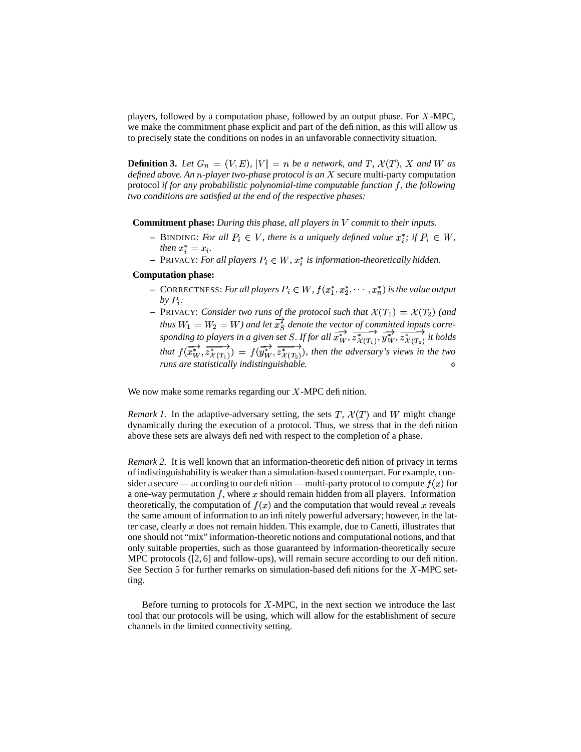players, followed by a computation phase, followed by an output phase. For $X$-MPC, we make the commitment phase explicit and part of the definition, as this will allow us to precisely state the conditions on nodes in an unfavorable connectivity situation.

**Definition 3.** *Let $G_n = (V, E)$, $|V| = n$ be a network, and $T$, $\mathcal{X}(T)$, $X$ and $W$ as defined above. An $n$-player two-phase protocol is an $X$* secure multi-party computation protocol *if for any probabilistic polynomial-time computable function $f$, the following two conditions are satisfied at the end of the respective phases:*

**Commitment phase:** *During this phase, all players in $V$ commit to their inputs.*

- BINDING: *For all $P_i \in V$, there is a uniquely defined value $x_i^*$; if $P_i \in W$, then $x_i^* = x_i$.*
- PRIVACY: *For all players $P_i \in W$, $x_i^*$ is information-theoretically hidden.*

**Computation phase:**

- CORRECTNESS: *For all players $P_i \in W$, $f(x_1^*, x_2^*, \cdots, x_n^*)$ is the value output by $P_i$.*
- PRIVACY: *Consider two runs of the protocol such that $\mathcal{X}(T_1) = \mathcal{X}(T_2)$ (and thus $W_1 = W_2 = W$) and let $\overrightarrow{x_S^*}$ denote the vector of committed inputs corresponding to players in a given set $S$. If for all $\overrightarrow{x_W^*}, \overrightarrow{z_{\mathcal{X}(T_1)}^*}, \overrightarrow{y_W^*}, \overrightarrow{z_{\mathcal{X}(T_2)}^*}$ it holds that $f(\overrightarrow{x_W^*}, \overrightarrow{z_{\mathcal{X}(T_1)}^*}) = f(\overrightarrow{y_W^*}, \overrightarrow{z_{\mathcal{X}(T_2)}^*})$, then the adversary's views in the two runs are statistically indistinguishable.* $\diamond$

We now make some remarks regarding our $X$-MPC definition.

*Remark 1.* In the adaptive-adversary setting, the sets $T$, $\mathcal{X}(T)$ and $W$ might change dynamically during the execution of a protocol. Thus, we stress that in the definition above these sets are always defined with respect to the completion of a phase.

*Remark 2.* It is well known that an information-theoretic definition of privacy in terms of indistinguishability is weaker than a simulation-based counterpart. For example, consider a secure — according to our definition — multi-party protocol to compute $f(x)$ for a one-way permutation $f$, where $x$ should remain hidden from all players. Information theoretically, the computation of $f(x)$ and the computation that would reveal $x$ reveals the same amount of information to an infinitely powerful adversary; however, in the latter case, clearly $x$ does not remain hidden. This example, due to Canetti, illustrates that one should not "mix" information-theoretic notions and computational notions, and that only suitable properties, such as those guaranteed by information-theoretically secure MPC protocols ([2, 6] and follow-ups), will remain secure according to our definition. See Section 5 for further remarks on simulation-based definitions for the $X$-MPC setting.

Before turning to protocols for $X$-MPC, in the next section we introduce the last tool that our protocols will be using, which will allow for the establishment of secure channels in the limited connectivity setting.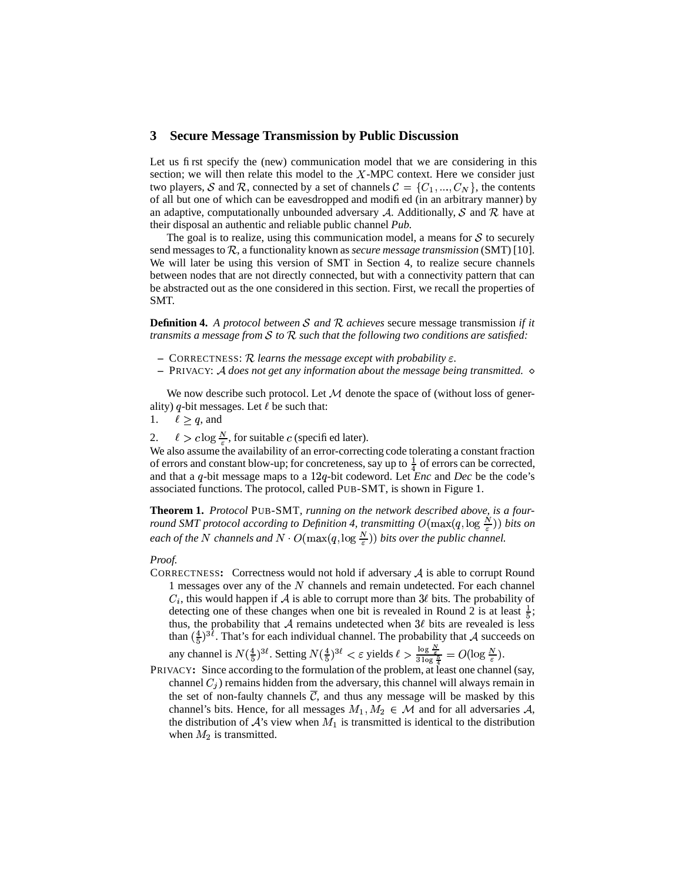## 3 Secure Message Transmission by Public Discussion

Let us first specify the (new) communication model that we are considering in this section; we will then relate this model to the $X$-MPC context. Here we consider just two players, $\mathcal{S}$ and $\mathcal{R}$, connected by a set of channels $\mathcal{C} = \{C_1, ..., C_N\}$, the contents of all but one of which can be eavesdropped and modified (in an arbitrary manner) by an adaptive, computationally unbounded adversary $\mathcal{A}$. Additionally, $\mathcal{S}$ and $\mathcal{R}$ have at their disposal an authentic and reliable public channel *Pub*.

The goal is to realize, using this communication model, a means for $\mathcal{S}$ to securely send messages to $\mathcal{R}$, a functionality known as *secure message transmission* (SMT) [10]. We will later be using this version of SMT in Section 4, to realize secure channels between nodes that are not directly connected, but with a connectivity pattern that can be abstracted out as the one considered in this section. First, we recall the properties of SMT.

**Definition 4.** *A protocol between $\mathcal{S}$ and $\mathcal{R}$ achieves* secure message transmission *if it transmits a message from $\mathcal{S}$ to $\mathcal{R}$ such that the following two conditions are satisfied:*

- CORRECTNESS: *$\mathcal{R}$ learns the message except with probability $\varepsilon$.*
- PRIVACY: *$\mathcal{A}$ does not get any information about the message being transmitted.* $\diamond$

We now describe such protocol. Let $\mathcal{M}$ denote the space of (without loss of generality) $q$-bit messages. Let $\ell$ be such that:

1. $\ell \geq q$, and
2. $\ell > c \log \frac{N}{\varepsilon}$, for suitable $c$ (specified later).

We also assume the availability of an error-correcting code tolerating a constant fraction of errors and constant blow-up; for concreteness, say up to $\frac{1}{4}$ of errors can be corrected, and that a $q$-bit message maps to a $12q$-bit codeword. Let *Enc* and *Dec* be the code's associated functions. The protocol, called PUB-SMT, is shown in Figure 1.

**Theorem 1.** *Protocol* PUB-SMT*, running on the network described above, is a four-round SMT protocol according to Definition 4, transmitting $O(\max(q, \log \frac{N}{\varepsilon}))$ bits on each of the $N$ channels and $N \cdot O(\max(q, \log \frac{N}{\varepsilon}))$ bits over the public channel.*

*Proof.*

CORRECTNESS: Correctness would not hold if adversary $\mathcal{A}$ is able to corrupt Round 1 messages over any of the $N$ channels and remain undetected. For each channel $C_i$, this would happen if $\mathcal{A}$ is able to corrupt more than $3\ell$ bits. The probability of detecting one of these changes when one bit is revealed in Round 2 is at least $\frac{1}{5}$; thus, the probability that $\mathcal{A}$ remains undetected when $3\ell$ bits are revealed is less than $(\frac{4}{5})^{3\ell}$. That's for each individual channel. The probability that $\mathcal{A}$ succeeds on any channel is $N(\frac{4}{5})^{3\ell}$. Setting $N(\frac{4}{5})^{3\ell} < \varepsilon$ yields $\ell > \frac{\log \frac{N}{\varepsilon}}{3 \log \frac{5}{4}} = O(\log \frac{N}{\varepsilon})$.

PRIVACY: Since according to the formulation of the problem, at least one channel (say, channel $C_j$) remains hidden from the adversary, this channel will always remain in the set of non-faulty channels $\overline{\mathcal{C}}$, and thus any message will be masked by this channel's bits. Hence, for all messages $M_1, M_2 \in \mathcal{M}$ and for all adversaries $\mathcal{A}$, the distribution of $\mathcal{A}$'s view when $M_1$ is transmitted is identical to the distribution when $M_2$ is transmitted.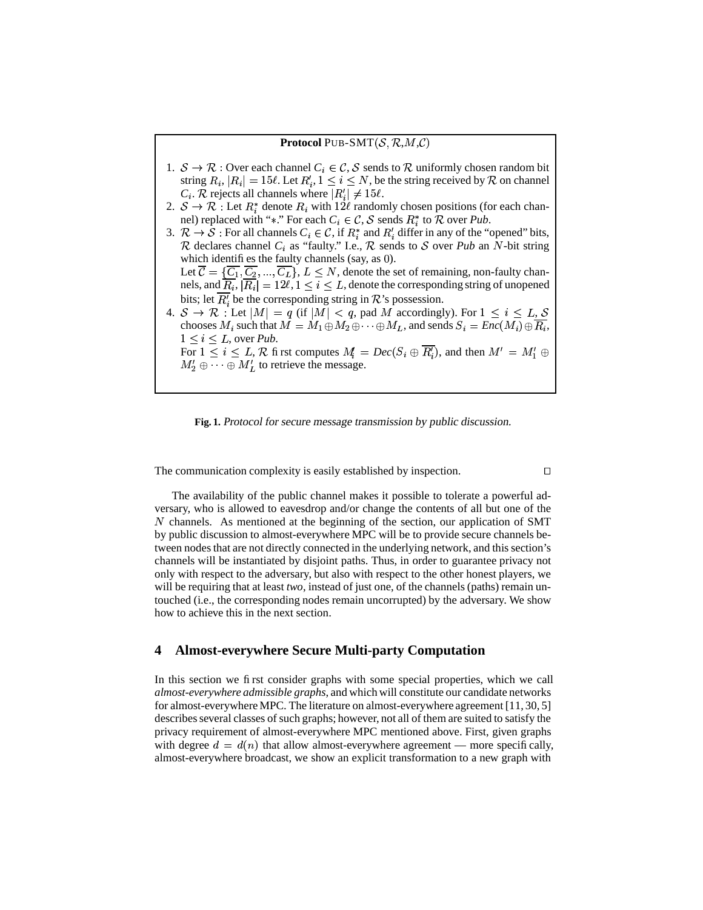**Protocol** PUB-SMT($\mathcal{S}, \mathcal{R}, M, \mathcal{C}$)

1. $\mathcal{S} \to \mathcal{R}$ : Over each channel $C_i \in \mathcal{C}$, $\mathcal{S}$ sends to $\mathcal{R}$ uniformly chosen random bit string $R_i$, $|R_i| = 15\ell$. Let $R_i'$, $1 \leq i \leq N$, be the string received by $\mathcal{R}$ on channel $C_i$. $\mathcal{R}$ rejects all channels where $|R_i'| \neq 15\ell$.
2. $\mathcal{S} \to \mathcal{R}$ : Let $R_i^*$ denote $R_i$ with $12\ell$ randomly chosen positions (for each channel) replaced with "$*$." For each $C_i \in \mathcal{C}$, $\mathcal{S}$ sends $R_i^*$ to $\mathcal{R}$ over *Pub*.
3. $\mathcal{R} \to \mathcal{S}$ : For all channels $C_i \in \mathcal{C}$, if $R_i^*$ and $R_i'$ differ in any of the "opened" bits, $\mathcal{R}$ declares channel $C_i$ as "faulty." I.e., $\mathcal{R}$ sends to $\mathcal{S}$ over *Pub* an $N$-bit string which identifies the faulty channels (say, as 0).
   Let $\overline{\mathcal{C}} = \{\overline{C_1}, \overline{C_2}, ..., \overline{C_L}\}$, $L \leq N$, denote the set of remaining, non-faulty channels, and $\overline{R_i}$, $|\overline{R_i}| = 12\ell$, $1 \leq i \leq L$, denote the corresponding string of unopened bits; let $\overline{R_i'}$ be the corresponding string in $\mathcal{R}$'s possession.
4. $\mathcal{S} \to \mathcal{R}$ : Let $|M| = q$ (if $|M| < q$, pad $M$ accordingly). For $1 \leq i \leq L$, $\mathcal{S}$ chooses $M_i$ such that $M = M_1 \oplus M_2 \oplus \cdots \oplus M_L$, and sends $S_i = Enc(M_i) \oplus \overline{R_i}$, $1 \leq i \leq L$, over *Pub*.
   For $1 \leq i \leq L$, $\mathcal{R}$ first computes $M_i' = Dec(S_i \oplus \overline{R_i'})$, and then $M' = M_1' \oplus M_2' \oplus \cdots \oplus M_L'$ to retrieve the message.

**Fig. 1.** *Protocol for secure message transmission by public discussion.*

The communication complexity is easily established by inspection. □

The availability of the public channel makes it possible to tolerate a powerful adversary, who is allowed to eavesdrop and/or change the contents of all but one of the $N$ channels. As mentioned at the beginning of the section, our application of SMT by public discussion to almost-everywhere MPC will be to provide secure channels between nodes that are not directly connected in the underlying network, and this section's channels will be instantiated by disjoint paths. Thus, in order to guarantee privacy not only with respect to the adversary, but also with respect to the other honest players, we will be requiring that at least *two*, instead of just one, of the channels (paths) remain untouched (i.e., the corresponding nodes remain uncorrupted) by the adversary. We show how to achieve this in the next section.

## 4 Almost-everywhere Secure Multi-party Computation

In this section we first consider graphs with some special properties, which we call *almost-everywhere admissible graphs*, and which will constitute our candidate networks for almost-everywhere MPC. The literature on almost-everywhere agreement [11, 30, 5] describes several classes of such graphs; however, not all of them are suited to satisfy the privacy requirement of almost-everywhere MPC mentioned above. First, given graphs with degree $d = d(n)$ that allow almost-everywhere agreement — more specifically, almost-everywhere broadcast, we show an explicit transformation to a new graph with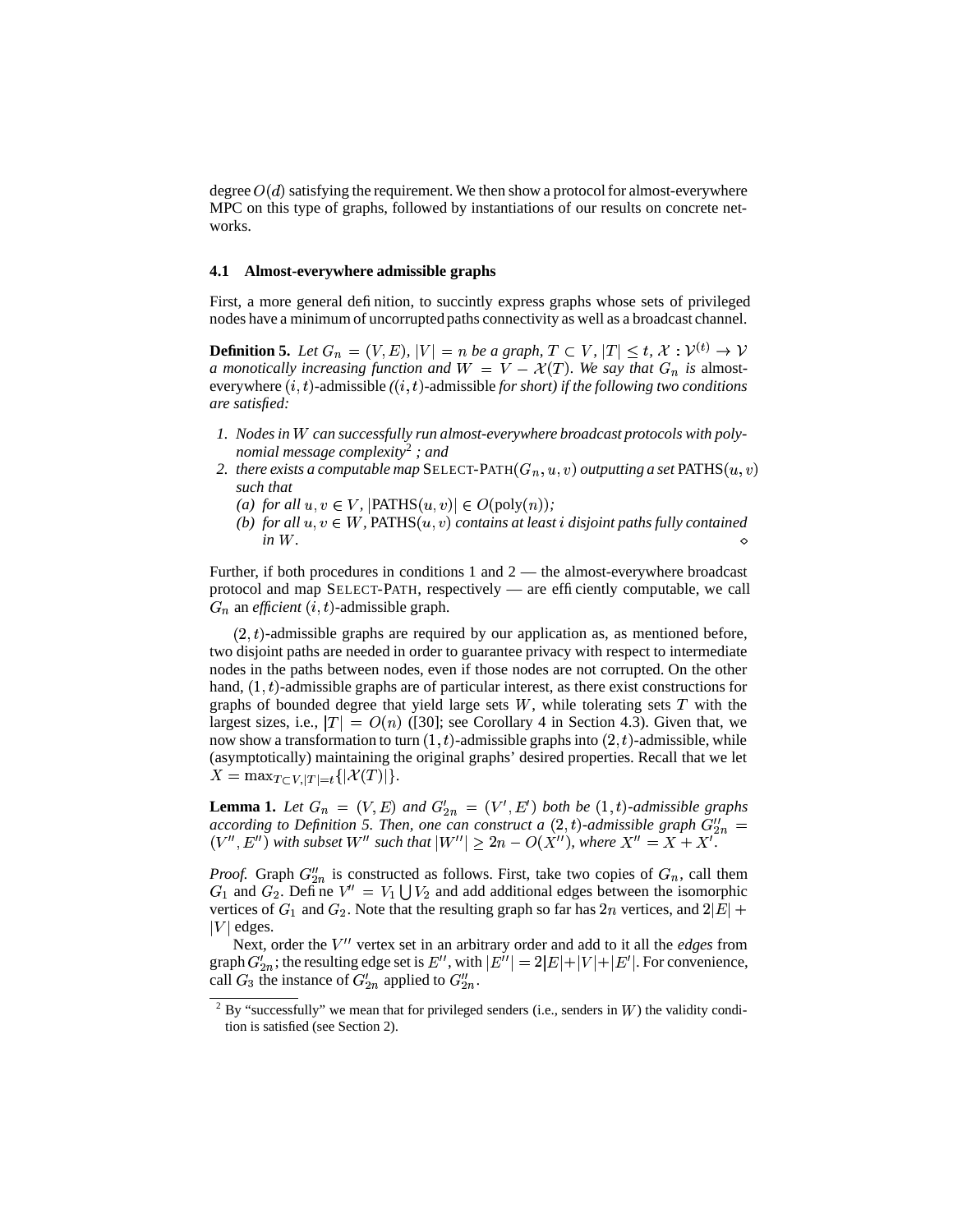degree $O(d)$ satisfying the requirement. We then show a protocol for almost-everywhere MPC on this type of graphs, followed by instantiations of our results on concrete networks.

### 4.1 Almost-everywhere admissible graphs

First, a more general definition, to succintly express graphs whose sets of privileged nodes have a minimum of uncorrupted paths connectivity as well as a broadcast channel.

**Definition 5.** *Let $G_n = (V, E)$, $|V| = n$ be a graph, $T \subset V$, $|T| \leq t$, $\mathcal{X} : \mathcal{V}^{(t)} \rightarrow \mathcal{V}$ a monotically increasing function and $W = V - \mathcal{X}(T)$. We say that $G_n$ is* almost-everywhere $(i, t)$-admissible *(*$(i, t)$-admissible *for short) if the following two conditions are satisfied:*

1. *Nodes in $W$ can successfully run almost-everywhere broadcast protocols with polynomial message complexity*[2] *; and*
2. *there exists a computable map* SELECT-PATH$(G_n, u, v)$ *outputting a set* PATHS$(u, v)$ *such that*
   (a) *for all $u, v \in V$, $|\text{PATHS}(u, v)| \in O(\text{poly}(n))$;*
   (b) *for all $u, v \in W$,* PATHS$(u, v)$ *contains at least $i$ disjoint paths fully contained in $W$.* ⋄

Further, if both procedures in conditions 1 and 2 — the almost-everywhere broadcast protocol and map SELECT-PATH, respectively — are efficiently computable, we call $G_n$ an *efficient* $(i, t)$-admissible graph.

$(2, t)$-admissible graphs are required by our application as, as mentioned before, two disjoint paths are needed in order to guarantee privacy with respect to intermediate nodes in the paths between nodes, even if those nodes are not corrupted. On the other hand, $(1, t)$-admissible graphs are of particular interest, as there exist constructions for graphs of bounded degree that yield large sets $W$, while tolerating sets $T$ with the largest sizes, i.e., $|T| = O(n)$ ([30]; see Corollary 4 in Section 4.3). Given that, we now show a transformation to turn $(1, t)$-admissible graphs into $(2, t)$-admissible, while (asymptotically) maintaining the original graphs' desired properties. Recall that we let $X = \max_{T \subset V, |T|=t}\{|\mathcal{X}(T)|\}$.

**Lemma 1.** *Let $G_n = (V, E)$ and $G'_{2n} = (V', E')$ both be $(1, t)$-admissible graphs according to Definition 5. Then, one can construct a $(2, t)$-admissible graph $G''_{2n} = (V'', E'')$ with subset $W''$ such that $|W''| \geq 2n - O(X'')$, where $X'' = X + X'$.*

*Proof.* Graph $G''_{2n}$ is constructed as follows. First, take two copies of $G_n$, call them $G_1$ and $G_2$. Define $V'' = V_1 \bigcup V_2$ and add additional edges between the isomorphic vertices of $G_1$ and $G_2$. Note that the resulting graph so far has $2n$ vertices, and $2|E| + |V|$ edges.

Next, order the $V''$ vertex set in an arbitrary order and add to it all the *edges* from graph $G'_{2n}$; the resulting edge set is $E''$, with $|E''| = 2|E| + |V| + |E'|$. For convenience, call $G_3$ the instance of $G'_{2n}$ applied to $G''_{2n}$.

[2] By "successfully" we mean that for privileged senders (i.e., senders in $W$) the validity condition is satisfied (see Section 2).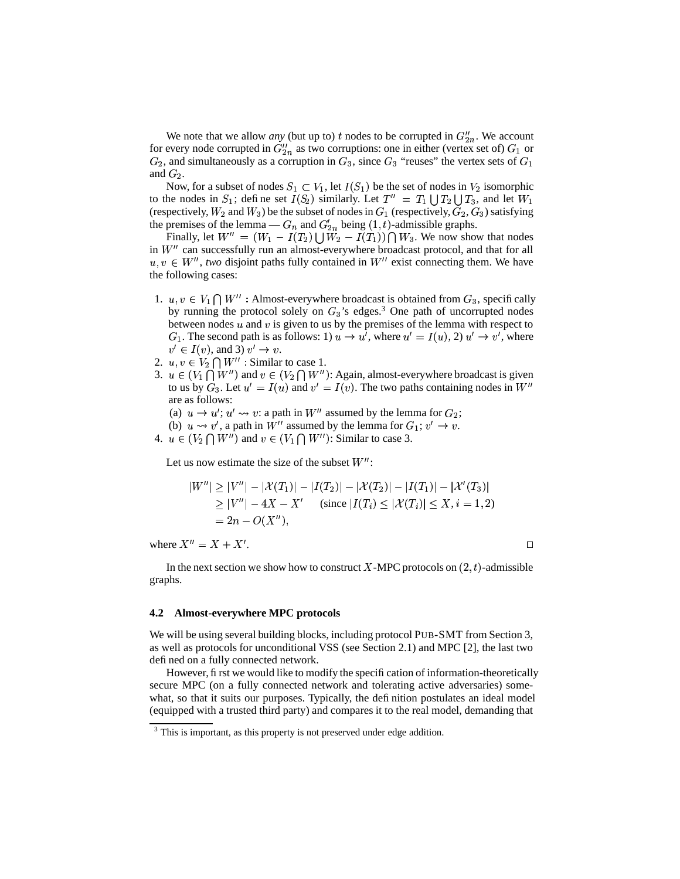We note that we allow *any* (but up to) $t$ nodes to be corrupted in $G''_{2n}$. We account for every node corrupted in $G''_{2n}$ as two corruptions: one in either (vertex set of) $G_1$ or $G_2$, and simultaneously as a corruption in $G_3$, since $G_3$ "reuses" the vertex sets of $G_1$ and $G_2$.

Now, for a subset of nodes $S_1 \subset V_1$, let $I(S_1)$ be the set of nodes in $V_2$ isomorphic to the nodes in $S_1$; define set $I(S_2)$ similarly. Let $T'' = T_1 \bigcup T_2 \bigcup T_3$, and let $W_1$ (respectively, $W_2$ and $W_3$) be the subset of nodes in $G_1$ (respectively, $G_2, G_3$) satisfying the premises of the lemma — $G_n$ and $G'_{2n}$ being $(1,t)$-admissible graphs.

Finally, let $W'' = (W_1 - I(T_2) \bigcup W_2 - I(T_1)) \bigcap W_3$. We now show that nodes in $W''$ can successfully run an almost-everywhere broadcast protocol, and that for all $u, v \in W''$, *two* disjoint paths fully contained in $W''$ exist connecting them. We have the following cases:

1. $u, v \in V_1 \bigcap W''$ : Almost-everywhere broadcast is obtained from $G_3$, specifically by running the protocol solely on $G_3$'s edges.[3] One path of uncorrupted nodes between nodes $u$ and $v$ is given to us by the premises of the lemma with respect to $G_1$. The second path is as follows: 1) $u \to u'$, where $u' = I(u)$, 2) $u' \to v'$, where $v' \in I(v)$, and 3) $v' \to v$.
2. $u, v \in V_2 \bigcap W''$ : Similar to case 1.
3. $u \in (V_1 \bigcap W'')$ and $v \in (V_2 \bigcap W'')$: Again, almost-everywhere broadcast is given to us by $G_3$. Let $u' = I(u)$ and $v' = I(v)$. The two paths containing nodes in $W''$ are as follows:
   (a) $u \to u'$; $u' \rightsquigarrow v$: a path in $W''$ assumed by the lemma for $G_2$;
   (b) $u \rightsquigarrow v'$, a path in $W''$ assumed by the lemma for $G_1$; $v' \to v$.
4. $u \in (V_2 \bigcap W'')$ and $v \in (V_1 \bigcap W'')$: Similar to case 3.

Let us now estimate the size of the subset $W''$:

$$
\begin{aligned}
|W''| &\geq |V''| - |\mathcal{X}(T_1)| - |I(T_2)| - |\mathcal{X}(T_2)| - |I(T_1)| - |\mathcal{X}'(T_3)| \\
&\geq |V''| - 4X - X' \quad \text{(since } |I(T_i)| \leq |\mathcal{X}(T_i)| \leq X, i = 1, 2\text{)} \\
&= 2n - O(X''),
\end{aligned}
$$

where $X'' = X + X'$. □

In the next section we show how to construct $X$-MPC protocols on $(2,t)$-admissible graphs.

### 4.2 Almost-everywhere MPC protocols

We will be using several building blocks, including protocol PUB-SMT from Section 3, as well as protocols for unconditional VSS (see Section 2.1) and MPC [2], the last two defined on a fully connected network.

However, first we would like to modify the specification of information-theoretically secure MPC (on a fully connected network and tolerating active adversaries) somewhat, so that it suits our purposes. Typically, the definition postulates an ideal model (equipped with a trusted third party) and compares it to the real model, demanding that

[3] This is important, as this property is not preserved under edge addition.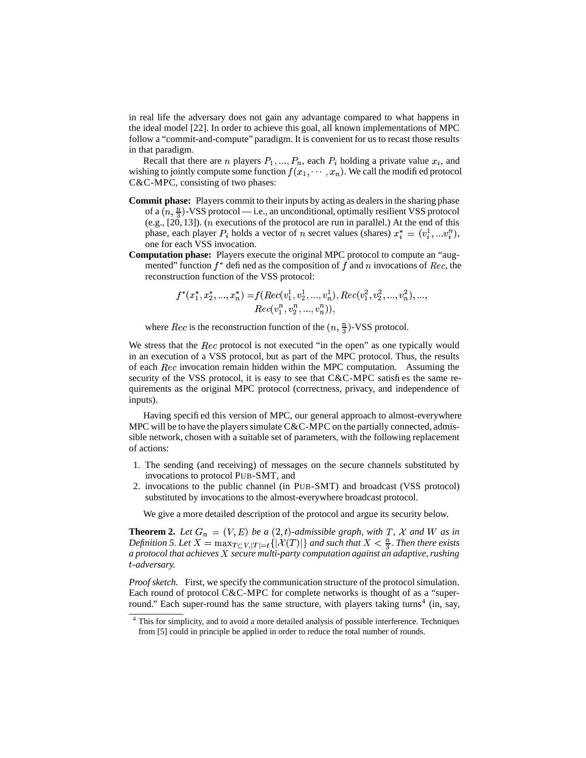in real life the adversary does not gain any advantage compared to what happens in the ideal model [22]. In order to achieve this goal, all known implementations of MPC follow a "commit-and-compute" paradigm. It is convenient for us to recast those results in that paradigm.

Recall that there are $n$ players $P_1, ..., P_n$, each $P_i$ holding a private value $x_i$, and wishing to jointly compute some function $f(x_1, \cdots, x_n)$. We call the modified protocol C&C-MPC, consisting of two phases:

**Commit phase:** Players commit to their inputs by acting as dealers in the sharing phase of a $(n, \frac{n}{3})$-VSS protocol — i.e., an unconditional, optimally resilient VSS protocol (e.g., [20, 13]). ($n$ executions of the protocol are run in parallel.) At the end of this phase, each player $P_i$ holds a vector of $n$ secret values (shares) $x_i^* = (v_i^1, ...v_i^n)$, one for each VSS invocation.

**Computation phase:** Players execute the original MPC protocol to compute an "augmented" function $f^*$ defined as the composition of $f$ and $n$ invocations of $Rec$, the reconstruction function of the VSS protocol:

$$f^*(x_1^*, x_2^*, ..., x_n^*) = f(Rec(v_1^1, v_2^1, ..., v_n^1), Rec(v_1^2, v_2^2, ..., v_n^2), ..., Rec(v_1^n, v_2^n, ..., v_n^n)),$$

where $Rec$ is the reconstruction function of the $(n, \frac{n}{3})$-VSS protocol.

We stress that the $Rec$ protocol is not executed "in the open" as one typically would in an execution of a VSS protocol, but as part of the MPC protocol. Thus, the results of each $Rec$ invocation remain hidden within the MPC computation. Assuming the security of the VSS protocol, it is easy to see that C&C-MPC satisfies the same requirements as the original MPC protocol (correctness, privacy, and independence of inputs).

Having specified this version of MPC, our general approach to almost-everywhere MPC will be to have the players simulate C&C-MPC on the partially connected, admissible network, chosen with a suitable set of parameters, with the following replacement of actions:

1. The sending (and receiving) of messages on the secure channels substituted by invocations to protocol PUB-SMT, and
2. invocations to the public channel (in PUB-SMT) and broadcast (VSS protocol) substituted by invocations to the almost-everywhere broadcast protocol.

We give a more detailed description of the protocol and argue its security below.

**Theorem 2.** *Let $G_n = (V, E)$ be a $(2, t)$-admissible graph, with $T$, $\mathcal{X}$ and $W$ as in Definition 5. Let $X = \max_{T \subset V, |T|=t}\{|\mathcal{X}(T)|\}$ and such that $X < \frac{n}{3}$. Then there exists a protocol that achieves $X$ secure multi-party computation against an adaptive, rushing $t$-adversary.*

*Proof sketch.* First, we specify the communication structure of the protocol simulation. Each round of protocol C&C-MPC for complete networks is thought of as a "super-round." Each super-round has the same structure, with players taking turns[4] (in, say,

[4] This for simplicity, and to avoid a more detailed analysis of possible interference. Techniques from [5] could in principle be applied in order to reduce the total number of rounds.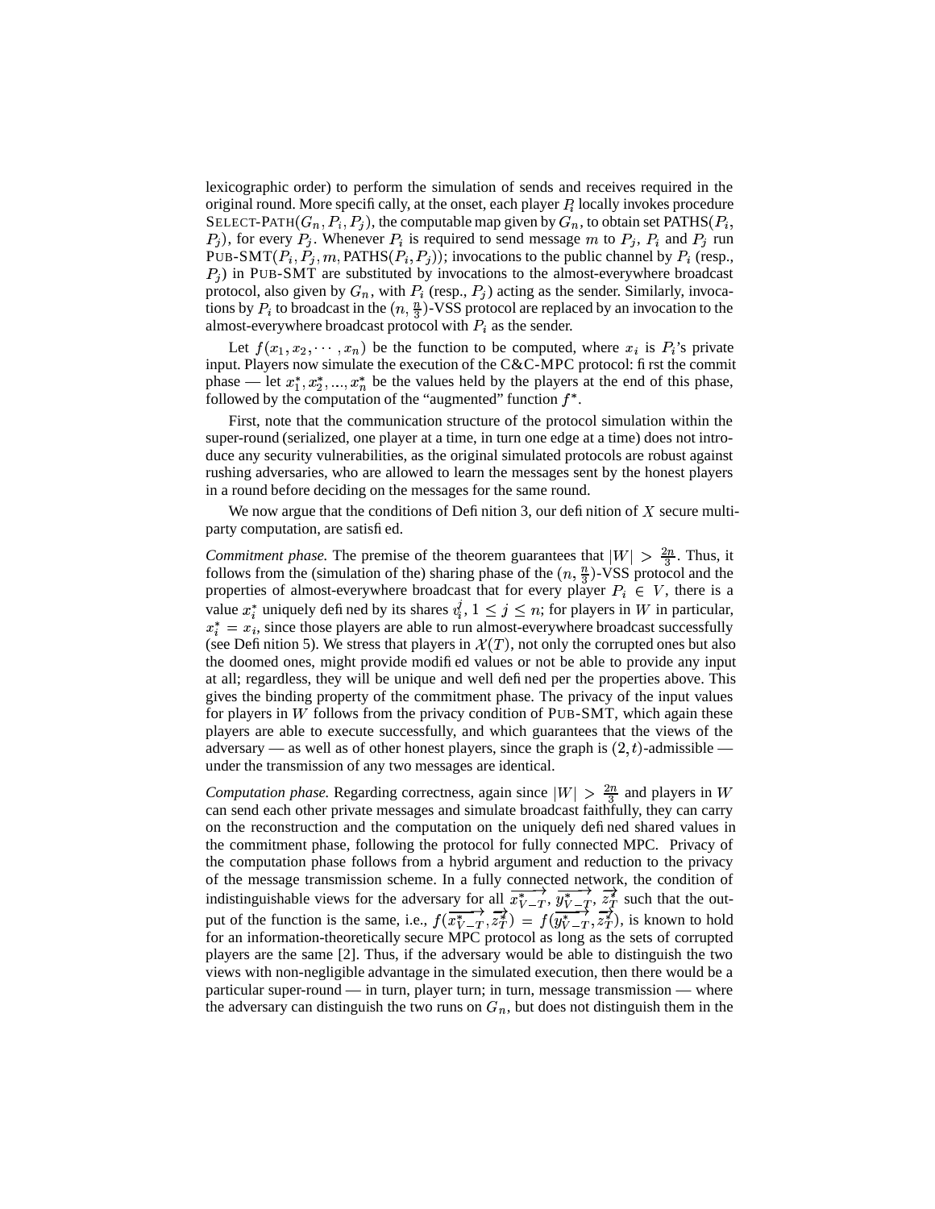lexicographic order) to perform the simulation of sends and receives required in the original round. More specifically, at the onset, each player $P_i$ locally invokes procedure SELECT-PATH($G_n, P_i, P_j$), the computable map given by $G_n$, to obtain set PATHS($P_i$, $P_j$), for every $P_j$. Whenever $P_i$ is required to send message $m$ to $P_j$, $P_i$ and $P_j$ run PUB-SMT($P_i, P_j, m$, PATHS($P_i, P_j$)); invocations to the public channel by $P_i$ (resp., $P_j$) in PUB-SMT are substituted by invocations to the almost-everywhere broadcast protocol, also given by $G_n$, with $P_i$ (resp., $P_j$) acting as the sender. Similarly, invocations by $P_i$ to broadcast in the $(n, \frac{n}{3})$-VSS protocol are replaced by an invocation to the almost-everywhere broadcast protocol with $P_i$ as the sender.

Let $f(x_1, x_2, \cdots, x_n)$ be the function to be computed, where $x_i$ is $P_i$'s private input. Players now simulate the execution of the C&C-MPC protocol: first the commit phase — let $x_1^*, x_2^*, ..., x_n^*$ be the values held by the players at the end of this phase, followed by the computation of the "augmented" function $f^*$.

First, note that the communication structure of the protocol simulation within the super-round (serialized, one player at a time, in turn one edge at a time) does not introduce any security vulnerabilities, as the original simulated protocols are robust against rushing adversaries, who are allowed to learn the messages sent by the honest players in a round before deciding on the messages for the same round.

We now argue that the conditions of Definition 3, our definition of $X$ secure multiparty computation, are satisfied.

*Commitment phase.* The premise of the theorem guarantees that $|W| > \frac{2n}{3}$. Thus, it follows from the (simulation of the) sharing phase of the $(n, \frac{n}{3})$-VSS protocol and the properties of almost-everywhere broadcast that for every player $P_i \in V$, there is a value $x_i^*$ uniquely defined by its shares $v_i^j$, $1 \leq j \leq n$; for players in $W$ in particular, $x_i^* = x_i$, since those players are able to run almost-everywhere broadcast successfully (see Definition 5). We stress that players in $\mathcal{X}(T)$, not only the corrupted ones but also the doomed ones, might provide modified values or not be able to provide any input at all; regardless, they will be unique and well defined per the properties above. This gives the binding property of the commitment phase. The privacy of the input values for players in $W$ follows from the privacy condition of PUB-SMT, which again these players are able to execute successfully, and which guarantees that the views of the adversary — as well as of other honest players, since the graph is $(2, t)$-admissible — under the transmission of any two messages are identical.

*Computation phase.* Regarding correctness, again since $|W| > \frac{2n}{3}$ and players in $W$ can send each other private messages and simulate broadcast faithfully, they can carry on the reconstruction and the computation on the uniquely defined shared values in the commitment phase, following the protocol for fully connected MPC. Privacy of the computation phase follows from a hybrid argument and reduction to the privacy of the message transmission scheme. In a fully connected network, the condition of indistinguishable views for the adversary for all $\overrightarrow{x_{V-T}^*}$, $\overrightarrow{y_{V-T}^*}$, $\overrightarrow{z_T^*}$ such that the output of the function is the same, i.e., $f(\overrightarrow{x_{V-T}^*}, \overrightarrow{z_T^*}) = f(\overrightarrow{y_{V-T}^*}, \overrightarrow{z_T^*})$, is known to hold for an information-theoretically secure MPC protocol as long as the sets of corrupted players are the same [2]. Thus, if the adversary would be able to distinguish the two views with non-negligible advantage in the simulated execution, then there would be a particular super-round — in turn, player turn; in turn, message transmission — where the adversary can distinguish the two runs on $G_n$, but does not distinguish them in the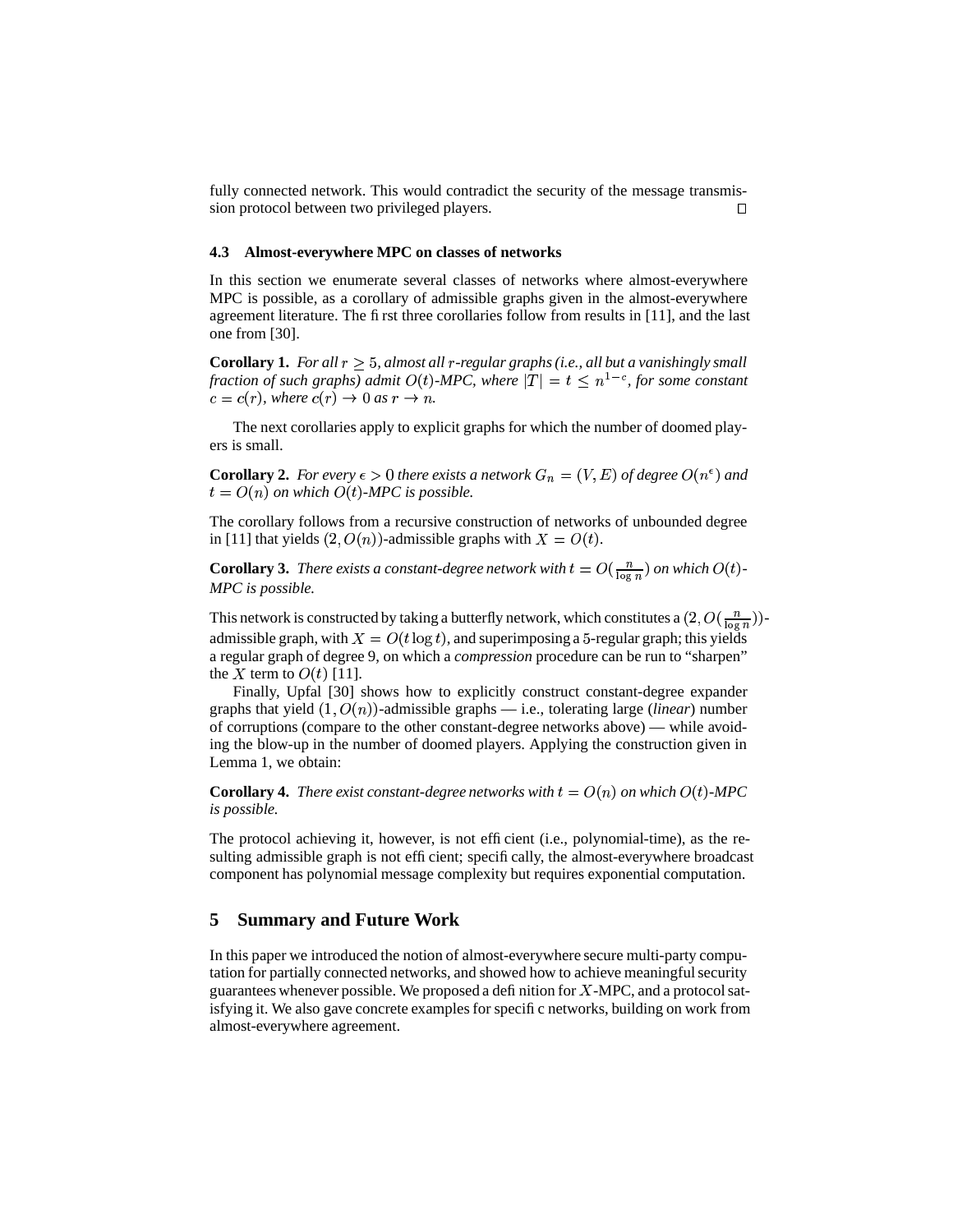fully connected network. This would contradict the security of the message transmission protocol between two privileged players. □

### 4.3 Almost-everywhere MPC on classes of networks

In this section we enumerate several classes of networks where almost-everywhere MPC is possible, as a corollary of admissible graphs given in the almost-everywhere agreement literature. The first three corollaries follow from results in [11], and the last one from [30].

**Corollary 1.** *For all $r \geq 5$, almost all $r$-regular graphs (i.e., all but a vanishingly small fraction of such graphs) admit $O(t)$-MPC, where $|T| = t \leq n^{1-c}$, for some constant $c = c(r)$, where $c(r) \rightarrow 0$ as $r \rightarrow n$.*

The next corollaries apply to explicit graphs for which the number of doomed players is small.

**Corollary 2.** *For every $\epsilon > 0$ there exists a network $G_n = (V, E)$ of degree $O(n^\epsilon)$ and $t = O(n)$ on which $O(t)$-MPC is possible.*

The corollary follows from a recursive construction of networks of unbounded degree in [11] that yields $(2, O(n))$-admissible graphs with $X = O(t)$.

**Corollary 3.** *There exists a constant-degree network with $t = O(\frac{n}{\log n})$ on which $O(t)$-MPC is possible.*

This network is constructed by taking a butterfly network, which constitutes a $(2, O(\frac{n}{\log n}))$-admissible graph, with $X = O(t \log t)$, and superimposing a 5-regular graph; this yields a regular graph of degree 9, on which a *compression* procedure can be run to "sharpen" the $X$ term to $O(t)$ [11].

Finally, Upfal [30] shows how to explicitly construct constant-degree expander graphs that yield $(1, O(n))$-admissible graphs — i.e., tolerating large (*linear*) number of corruptions (compare to the other constant-degree networks above) — while avoiding the blow-up in the number of doomed players. Applying the construction given in Lemma 1, we obtain:

**Corollary 4.** *There exist constant-degree networks with $t = O(n)$ on which $O(t)$-MPC is possible.*

The protocol achieving it, however, is not efficient (i.e., polynomial-time), as the resulting admissible graph is not efficient; specifically, the almost-everywhere broadcast component has polynomial message complexity but requires exponential computation.

## 5 Summary and Future Work

In this paper we introduced the notion of almost-everywhere secure multi-party computation for partially connected networks, and showed how to achieve meaningful security guarantees whenever possible. We proposed a definition for $X$-MPC, and a protocol satisfying it. We also gave concrete examples for specific networks, building on work from almost-everywhere agreement.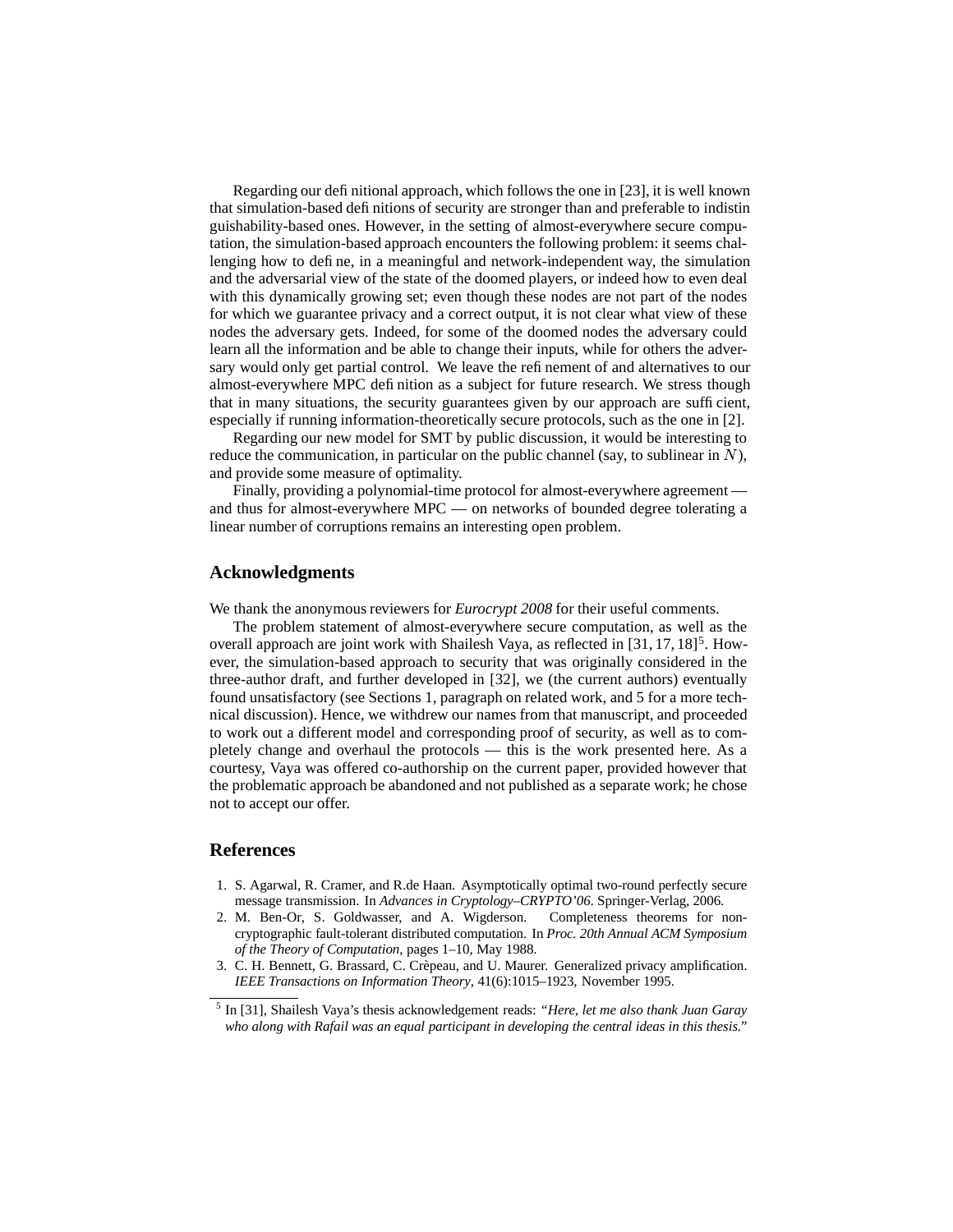Regarding our definitional approach, which follows the one in [23], it is well known that simulation-based definitions of security are stronger than and preferable to indistinguishability-based ones. However, in the setting of almost-everywhere secure computation, the simulation-based approach encounters the following problem: it seems challenging how to define, in a meaningful and network-independent way, the simulation and the adversarial view of the state of the doomed players, or indeed how to even deal with this dynamically growing set; even though these nodes are not part of the nodes for which we guarantee privacy and a correct output, it is not clear what view of these nodes the adversary gets. Indeed, for some of the doomed nodes the adversary could learn all the information and be able to change their inputs, while for others the adversary would only get partial control. We leave the refinement of and alternatives to our almost-everywhere MPC definition as a subject for future research. We stress though that in many situations, the security guarantees given by our approach are sufficient, especially if running information-theoretically secure protocols, such as the one in [2].

Regarding our new model for SMT by public discussion, it would be interesting to reduce the communication, in particular on the public channel (say, to sublinear in $N$), and provide some measure of optimality.

Finally, providing a polynomial-time protocol for almost-everywhere agreement — and thus for almost-everywhere MPC — on networks of bounded degree tolerating a linear number of corruptions remains an interesting open problem.

## Acknowledgments

We thank the anonymous reviewers for *Eurocrypt 2008* for their useful comments.

The problem statement of almost-everywhere secure computation, as well as the overall approach are joint work with Shailesh Vaya, as reflected in [31, 17, 18][5]. However, the simulation-based approach to security that was originally considered in the three-author draft, and further developed in [32], we (the current authors) eventually found unsatisfactory (see Sections 1, paragraph on related work, and 5 for a more technical discussion). Hence, we withdrew our names from that manuscript, and proceeded to work out a different model and corresponding proof of security, as well as to completely change and overhaul the protocols — this is the work presented here. As a courtesy, Vaya was offered co-authorship on the current paper, provided however that the problematic approach be abandoned and not published as a separate work; he chose not to accept our offer.

## References

1. S. Agarwal, R. Cramer, and R.de Haan. Asymptotically optimal two-round perfectly secure message transmission. In *Advances in Cryptology–CRYPTO'06*. Springer-Verlag, 2006.
2. M. Ben-Or, S. Goldwasser, and A. Wigderson. Completeness theorems for non-cryptographic fault-tolerant distributed computation. In *Proc. 20th Annual ACM Symposium of the Theory of Computation*, pages 1–10, May 1988.
3. C. H. Bennett, G. Brassard, C. Crèpeau, and U. Maurer. Generalized privacy amplification. *IEEE Transactions on Information Theory*, 41(6):1015–1923, November 1995.

[5] In [31], Shailesh Vaya's thesis acknowledgement reads: "*Here, let me also thank Juan Garay who along with Rafail was an equal participant in developing the central ideas in this thesis.*"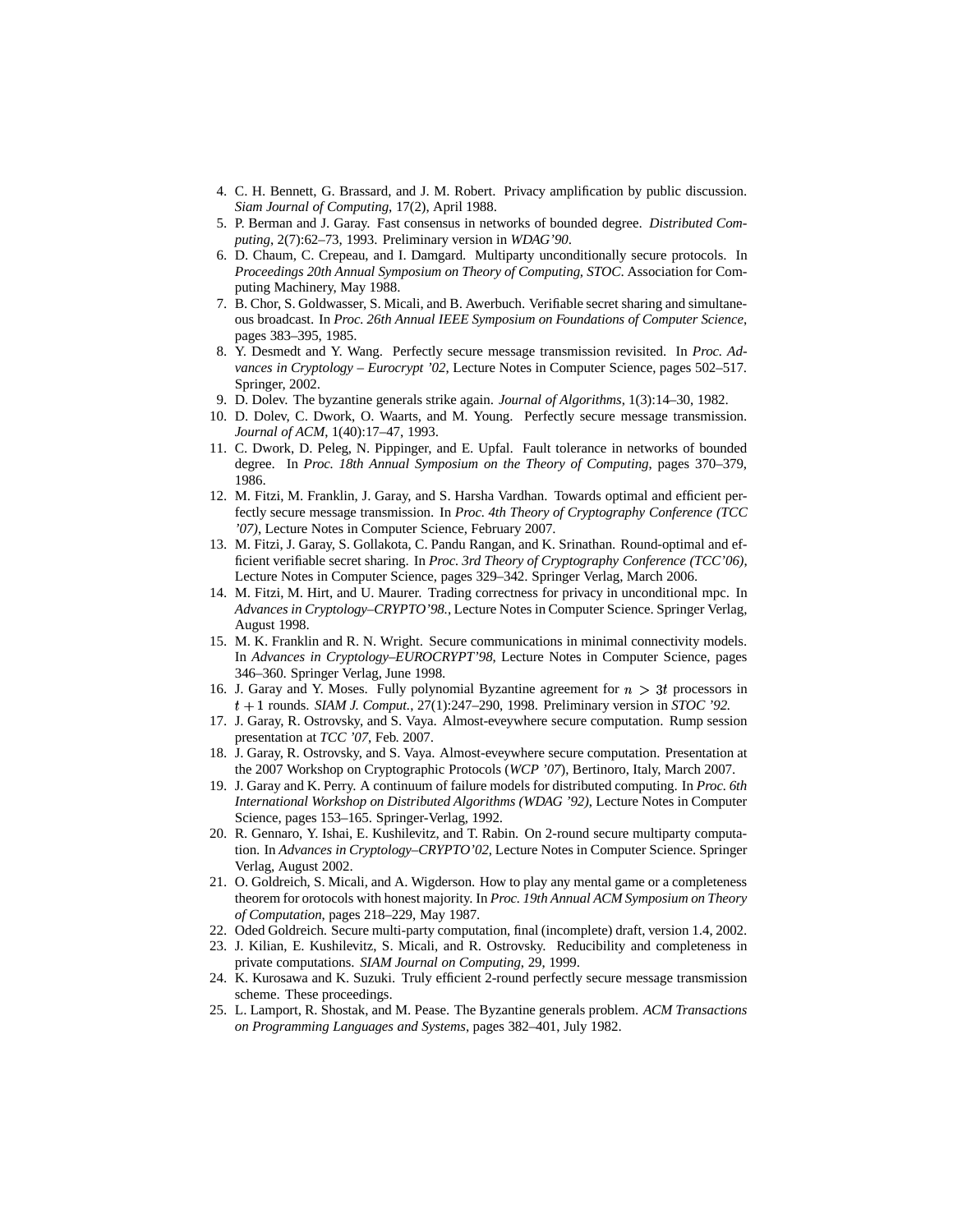4. C. H. Bennett, G. Brassard, and J. M. Robert. Privacy amplification by public discussion. *Siam Journal of Computing*, 17(2), April 1988.
5. P. Berman and J. Garay. Fast consensus in networks of bounded degree. *Distributed Computing*, 2(7):62–73, 1993. Preliminary version in *WDAG'90*.
6. D. Chaum, C. Crepeau, and I. Damgard. Multiparty unconditionally secure protocols. In *Proceedings 20th Annual Symposium on Theory of Computing, STOC*. Association for Computing Machinery, May 1988.
7. B. Chor, S. Goldwasser, S. Micali, and B. Awerbuch. Verifiable secret sharing and simultaneous broadcast. In *Proc. 26th Annual IEEE Symposium on Foundations of Computer Science*, pages 383–395, 1985.
8. Y. Desmedt and Y. Wang. Perfectly secure message transmission revisited. In *Proc. Advances in Cryptology – Eurocrypt '02*, Lecture Notes in Computer Science, pages 502–517. Springer, 2002.
9. D. Dolev. The byzantine generals strike again. *Journal of Algorithms*, 1(3):14–30, 1982.
10. D. Dolev, C. Dwork, O. Waarts, and M. Young. Perfectly secure message transmission. *Journal of ACM*, 1(40):17–47, 1993.
11. C. Dwork, D. Peleg, N. Pippinger, and E. Upfal. Fault tolerance in networks of bounded degree. In *Proc. 18th Annual Symposium on the Theory of Computing*, pages 370–379, 1986.
12. M. Fitzi, M. Franklin, J. Garay, and S. Harsha Vardhan. Towards optimal and efficient perfectly secure message transmission. In *Proc. 4th Theory of Cryptography Conference (TCC '07)*, Lecture Notes in Computer Science, February 2007.
13. M. Fitzi, J. Garay, S. Gollakota, C. Pandu Rangan, and K. Srinathan. Round-optimal and efficient verifiable secret sharing. In *Proc. 3rd Theory of Cryptography Conference (TCC'06)*, Lecture Notes in Computer Science, pages 329–342. Springer Verlag, March 2006.
14. M. Fitzi, M. Hirt, and U. Maurer. Trading correctness for privacy in unconditional mpc. In *Advances in Cryptology–CRYPTO'98.*, Lecture Notes in Computer Science. Springer Verlag, August 1998.
15. M. K. Franklin and R. N. Wright. Secure communications in minimal connectivity models. In *Advances in Cryptology–EUROCRYPT'98*, Lecture Notes in Computer Science, pages 346–360. Springer Verlag, June 1998.
16. J. Garay and Y. Moses. Fully polynomial Byzantine agreement for $n > 3t$ processors in $t + 1$ rounds. *SIAM J. Comput.*, 27(1):247–290, 1998. Preliminary version in *STOC '92*.
17. J. Garay, R. Ostrovsky, and S. Vaya. Almost-eveywhere secure computation. Rump session presentation at *TCC '07*, Feb. 2007.
18. J. Garay, R. Ostrovsky, and S. Vaya. Almost-eveywhere secure computation. Presentation at the 2007 Workshop on Cryptographic Protocols (*WCP '07*), Bertinoro, Italy, March 2007.
19. J. Garay and K. Perry. A continuum of failure models for distributed computing. In *Proc. 6th International Workshop on Distributed Algorithms (WDAG '92)*, Lecture Notes in Computer Science, pages 153–165. Springer-Verlag, 1992.
20. R. Gennaro, Y. Ishai, E. Kushilevitz, and T. Rabin. On 2-round secure multiparty computation. In *Advances in Cryptology–CRYPTO'02*, Lecture Notes in Computer Science. Springer Verlag, August 2002.
21. O. Goldreich, S. Micali, and A. Wigderson. How to play any mental game or a completeness theorem for orotocols with honest majority. In *Proc. 19th Annual ACM Symposium on Theory of Computation*, pages 218–229, May 1987.
22. Oded Goldreich. Secure multi-party computation, final (incomplete) draft, version 1.4, 2002.
23. J. Kilian, E. Kushilevitz, S. Micali, and R. Ostrovsky. Reducibility and completeness in private computations. *SIAM Journal on Computing*, 29, 1999.
24. K. Kurosawa and K. Suzuki. Truly efficient 2-round perfectly secure message transmission scheme. These proceedings.
25. L. Lamport, R. Shostak, and M. Pease. The Byzantine generals problem. *ACM Transactions on Programming Languages and Systems*, pages 382–401, July 1982.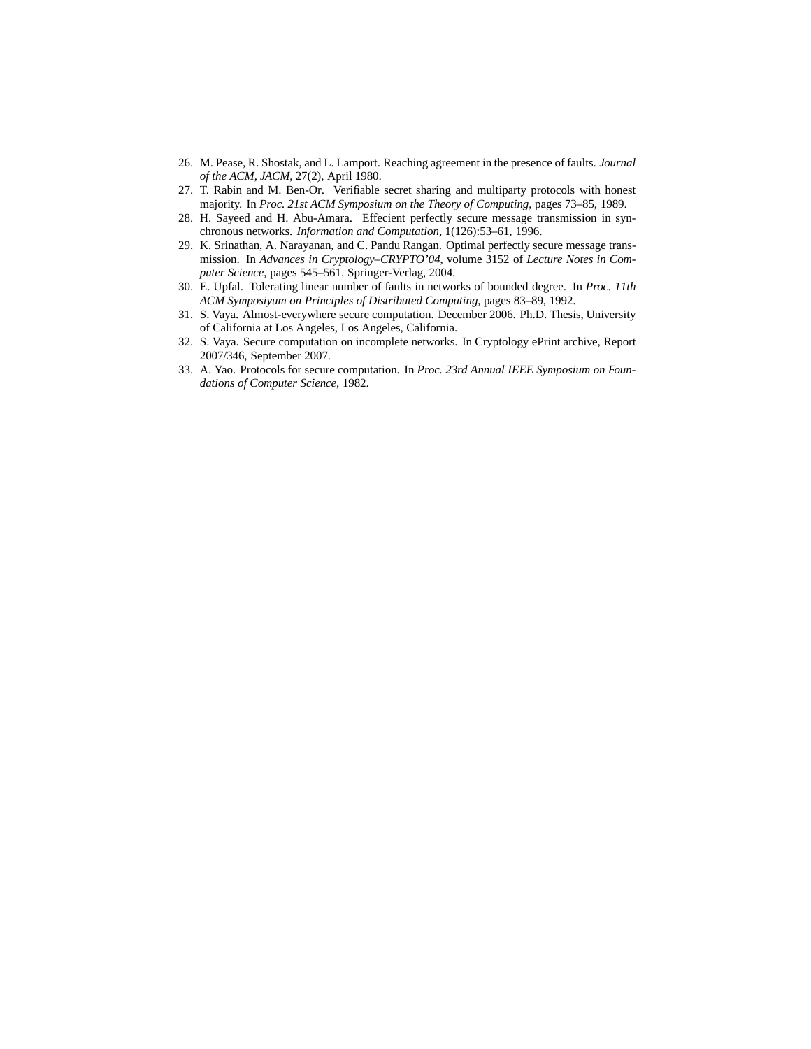26. M. Pease, R. Shostak, and L. Lamport. Reaching agreement in the presence of faults. *Journal of the ACM, JACM*, 27(2), April 1980.
27. T. Rabin and M. Ben-Or. Verifiable secret sharing and multiparty protocols with honest majority. In *Proc. 21st ACM Symposium on the Theory of Computing*, pages 73–85, 1989.
28. H. Sayeed and H. Abu-Amara. Effecient perfectly secure message transmission in synchronous networks. *Information and Computation*, 1(126):53–61, 1996.
29. K. Srinathan, A. Narayanan, and C. Pandu Rangan. Optimal perfectly secure message transmission. In *Advances in Cryptology–CRYPTO'04*, volume 3152 of *Lecture Notes in Computer Science*, pages 545–561. Springer-Verlag, 2004.
30. E. Upfal. Tolerating linear number of faults in networks of bounded degree. In *Proc. 11th ACM Symposiyum on Principles of Distributed Computing*, pages 83–89, 1992.
31. S. Vaya. Almost-everywhere secure computation. December 2006. Ph.D. Thesis, University of California at Los Angeles, Los Angeles, California.
32. S. Vaya. Secure computation on incomplete networks. In Cryptology ePrint archive, Report 2007/346, September 2007.
33. A. Yao. Protocols for secure computation. In *Proc. 23rd Annual IEEE Symposium on Foundations of Computer Science*, 1982.